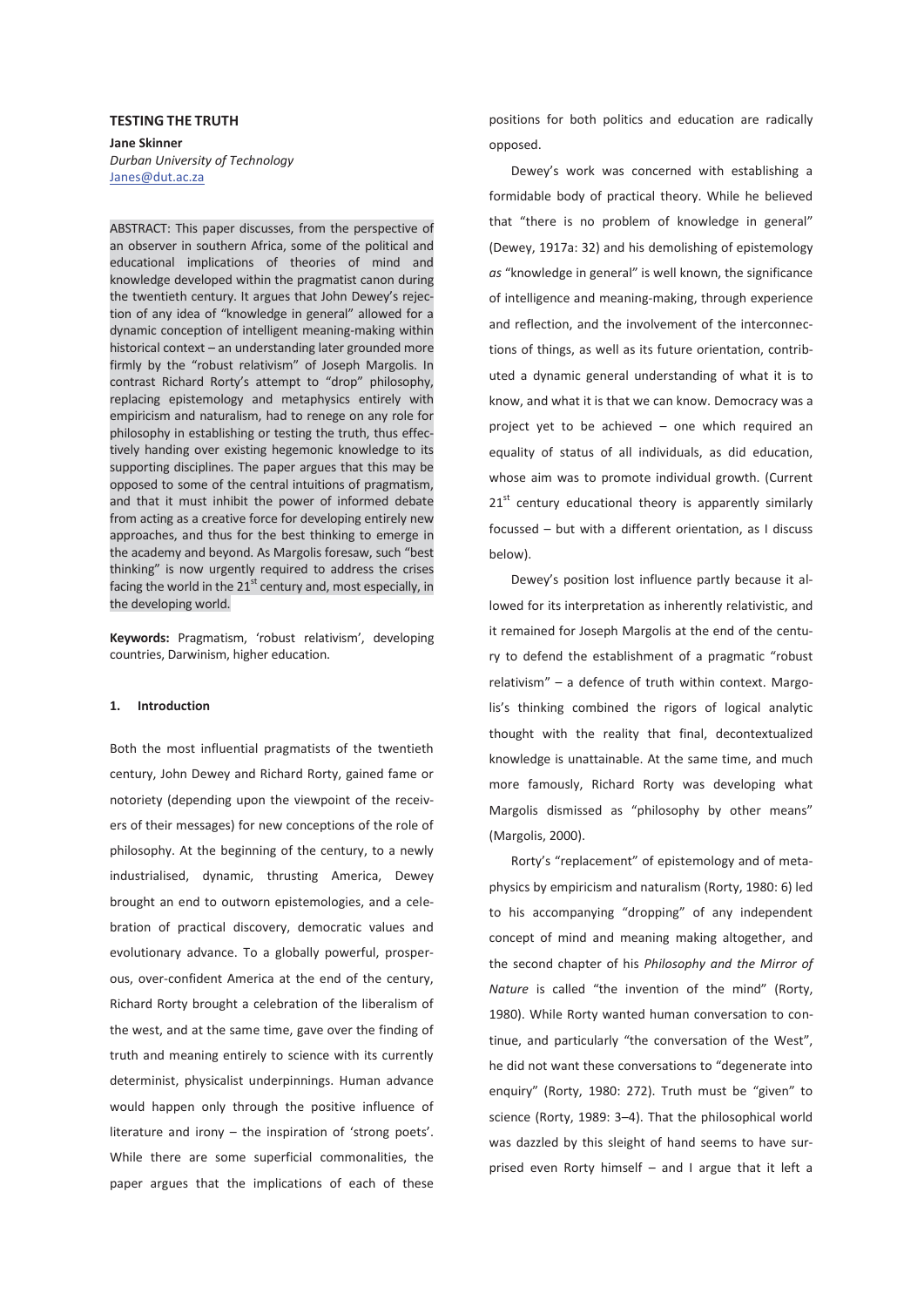# TESTING THE TRUTH

**Jane Skinner**
*Durban University of Technology*
Janes@dut.ac.za

ABSTRACT: This paper discusses, from the perspective of an observer in southern Africa, some of the political and educational implications of theories of mind and knowledge developed within the pragmatist canon during the twentieth century. It argues that John Dewey's rejection of any idea of "knowledge in general" allowed for a dynamic conception of intelligent meaning-making within historical context – an understanding later grounded more firmly by the "robust relativism" of Joseph Margolis. In contrast Richard Rorty's attempt to "drop" philosophy, replacing epistemology and metaphysics entirely with empiricism and naturalism, had to renege on any role for philosophy in establishing or testing the truth, thus effectively handing over existing hegemonic knowledge to its supporting disciplines. The paper argues that this may be opposed to some of the central intuitions of pragmatism, and that it must inhibit the power of informed debate from acting as a creative force for developing entirely new approaches, and thus for the best thinking to emerge in the academy and beyond. As Margolis foresaw, such "best thinking" is now urgently required to address the crises facing the world in the 21st century and, most especially, in the developing world.

**Keywords:** Pragmatism, 'robust relativism', developing countries, Darwinism, higher education.

## 1. Introduction

Both the most influential pragmatists of the twentieth century, John Dewey and Richard Rorty, gained fame or notoriety (depending upon the viewpoint of the receivers of their messages) for new conceptions of the role of philosophy. At the beginning of the century, to a newly industrialised, dynamic, thrusting America, Dewey brought an end to outworn epistemologies, and a celebration of practical discovery, democratic values and evolutionary advance. To a globally powerful, prosperous, over-confident America at the end of the century, Richard Rorty brought a celebration of the liberalism of the west, and at the same time, gave over the finding of truth and meaning entirely to science with its currently determinist, physicalist underpinnings. Human advance would happen only through the positive influence of literature and irony – the inspiration of 'strong poets'. While there are some superficial commonalities, the paper argues that the implications of each of these positions for both politics and education are radically opposed.

Dewey's work was concerned with establishing a formidable body of practical theory. While he believed that "there is no problem of knowledge in general" (Dewey, 1917a: 32) and his demolishing of epistemology *as* "knowledge in general" is well known, the significance of intelligence and meaning-making, through experience and reflection, and the involvement of the interconnections of things, as well as its future orientation, contributed a dynamic general understanding of what it is to know, and what it is that we can know. Democracy was a project yet to be achieved – one which required an equality of status of all individuals, as did education, whose aim was to promote individual growth. (Current 21st century educational theory is apparently similarly focussed – but with a different orientation, as I discuss below).

Dewey's position lost influence partly because it allowed for its interpretation as inherently relativistic, and it remained for Joseph Margolis at the end of the century to defend the establishment of a pragmatic "robust relativism" – a defence of truth within context. Margolis's thinking combined the rigors of logical analytic thought with the reality that final, decontextualized knowledge is unattainable. At the same time, and much more famously, Richard Rorty was developing what Margolis dismissed as "philosophy by other means" (Margolis, 2000).

Rorty's "replacement" of epistemology and of metaphysics by empiricism and naturalism (Rorty, 1980: 6) led to his accompanying "dropping" of any independent concept of mind and meaning making altogether, and the second chapter of his *Philosophy and the Mirror of Nature* is called "the invention of the mind" (Rorty, 1980). While Rorty wanted human conversation to continue, and particularly "the conversation of the West", he did not want these conversations to "degenerate into enquiry" (Rorty, 1980: 272). Truth must be "given" to science (Rorty, 1989: 3–4). That the philosophical world was dazzled by this sleight of hand seems to have surprised even Rorty himself – and I argue that it left a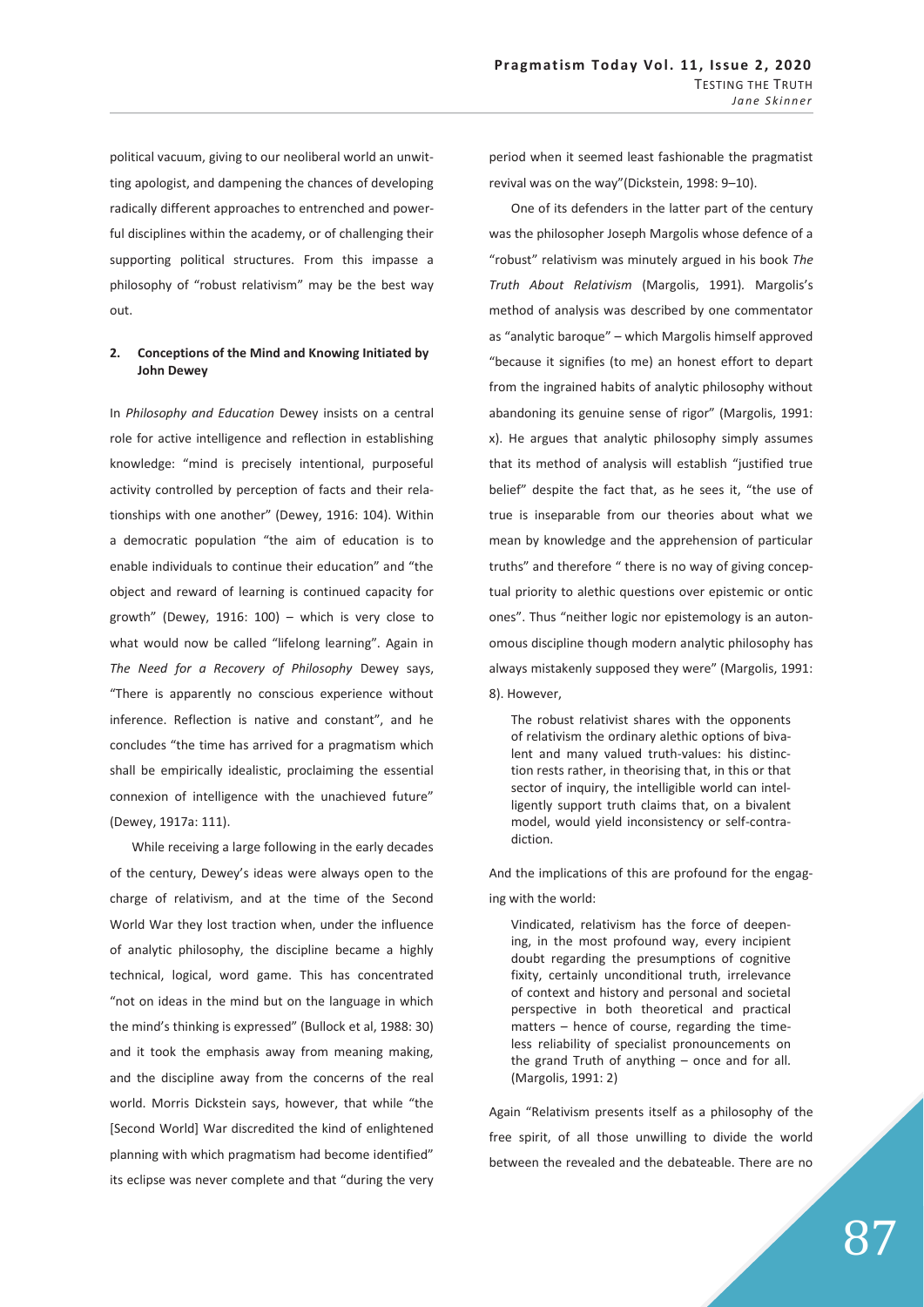political vacuum, giving to our neoliberal world an unwitting apologist, and dampening the chances of developing radically different approaches to entrenched and powerful disciplines within the academy, or of challenging their supporting political structures. From this impasse a philosophy of "robust relativism" may be the best way out.

## 2. Conceptions of the Mind and Knowing Initiated by John Dewey

In *Philosophy and Education* Dewey insists on a central role for active intelligence and reflection in establishing knowledge: "mind is precisely intentional, purposeful activity controlled by perception of facts and their relationships with one another" (Dewey, 1916: 104). Within a democratic population "the aim of education is to enable individuals to continue their education" and "the object and reward of learning is continued capacity for growth" (Dewey, 1916: 100) – which is very close to what would now be called "lifelong learning". Again in *The Need for a Recovery of Philosophy* Dewey says, "There is apparently no conscious experience without inference. Reflection is native and constant", and he concludes "the time has arrived for a pragmatism which shall be empirically idealistic, proclaiming the essential connexion of intelligence with the unachieved future" (Dewey, 1917a: 111).

While receiving a large following in the early decades of the century, Dewey's ideas were always open to the charge of relativism, and at the time of the Second World War they lost traction when, under the influence of analytic philosophy, the discipline became a highly technical, logical, word game. This has concentrated "not on ideas in the mind but on the language in which the mind's thinking is expressed" (Bullock et al, 1988: 30) and it took the emphasis away from meaning making, and the discipline away from the concerns of the real world. Morris Dickstein says, however, that while "the [Second World] War discredited the kind of enlightened planning with which pragmatism had become identified" its eclipse was never complete and that "during the very period when it seemed least fashionable the pragmatist revival was on the way"(Dickstein, 1998: 9–10).

One of its defenders in the latter part of the century was the philosopher Joseph Margolis whose defence of a "robust" relativism was minutely argued in his book *The Truth About Relativism* (Margolis, 1991). Margolis's method of analysis was described by one commentator as "analytic baroque" – which Margolis himself approved "because it signifies (to me) an honest effort to depart from the ingrained habits of analytic philosophy without abandoning its genuine sense of rigor" (Margolis, 1991: x). He argues that analytic philosophy simply assumes that its method of analysis will establish "justified true belief" despite the fact that, as he sees it, "the use of true is inseparable from our theories about what we mean by knowledge and the apprehension of particular truths" and therefore " there is no way of giving conceptual priority to alethic questions over epistemic or ontic ones". Thus "neither logic nor epistemology is an autonomous discipline though modern analytic philosophy has always mistakenly supposed they were" (Margolis, 1991: 8). However,

> The robust relativist shares with the opponents of relativism the ordinary alethic options of bivalent and many valued truth-values: his distinction rests rather, in theorising that, in this or that sector of inquiry, the intelligible world can intelligently support truth claims that, on a bivalent model, would yield inconsistency or self-contradiction.

And the implications of this are profound for the engaging with the world:

> Vindicated, relativism has the force of deepening, in the most profound way, every incipient doubt regarding the presumptions of cognitive fixity, certainly unconditional truth, irrelevance of context and history and personal and societal perspective in both theoretical and practical matters – hence of course, regarding the timeless reliability of specialist pronouncements on the grand Truth of anything – once and for all. (Margolis, 1991: 2)

Again "Relativism presents itself as a philosophy of the free spirit, of all those unwilling to divide the world between the revealed and the debateable. There are no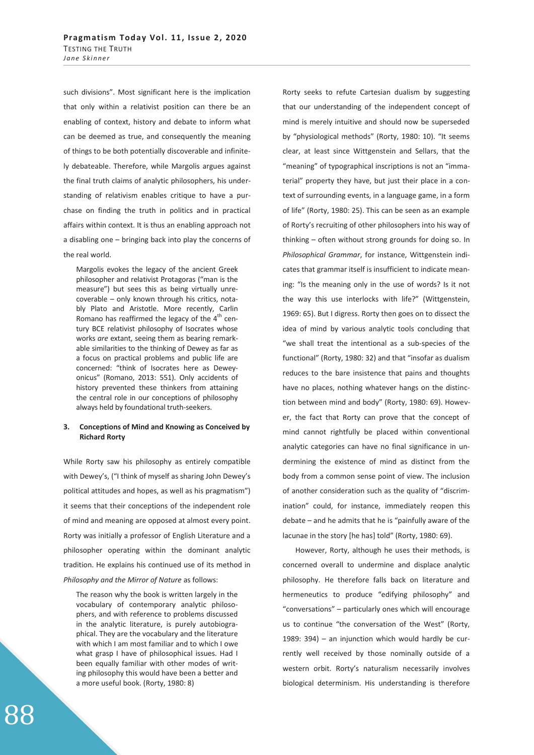such divisions". Most significant here is the implication that only within a relativist position can there be an enabling of context, history and debate to inform what can be deemed as true, and consequently the meaning of things to be both potentially discoverable and infinitely debateable. Therefore, while Margolis argues against the final truth claims of analytic philosophers, his understanding of relativism enables critique to have a purchase on finding the truth in politics and in practical affairs within context. It is thus an enabling approach not a disabling one – bringing back into play the concerns of the real world.

> Margolis evokes the legacy of the ancient Greek philosopher and relativist Protagoras ("man is the measure") but sees this as being virtually unrecoverable – only known through his critics, notably Plato and Aristotle. More recently, Carlin Romano has reaffirmed the legacy of the 4th century BCE relativist philosophy of Isocrates whose works *are* extant, seeing them as bearing remarkable similarities to the thinking of Dewey as far as a focus on practical problems and public life are concerned: "think of Isocrates here as Deweyonicus" (Romano, 2013: 551). Only accidents of history prevented these thinkers from attaining the central role in our conceptions of philosophy always held by foundational truth-seekers.

### 3. Conceptions of Mind and Knowing as Conceived by Richard Rorty

While Rorty saw his philosophy as entirely compatible with Dewey's, ("I think of myself as sharing John Dewey's political attitudes and hopes, as well as his pragmatism") it seems that their conceptions of the independent role of mind and meaning are opposed at almost every point. Rorty was initially a professor of English Literature and a philosopher operating within the dominant analytic tradition. He explains his continued use of its method in *Philosophy and the Mirror of Nature* as follows:

> The reason why the book is written largely in the vocabulary of contemporary analytic philosophers, and with reference to problems discussed in the analytic literature, is purely autobiographical. They are the vocabulary and the literature with which I am most familiar and to which I owe what grasp I have of philosophical issues. Had I been equally familiar with other modes of writing philosophy this would have been a better and a more useful book. (Rorty, 1980: 8)

Rorty seeks to refute Cartesian dualism by suggesting that our understanding of the independent concept of mind is merely intuitive and should now be superseded by "physiological methods" (Rorty, 1980: 10). "It seems clear, at least since Wittgenstein and Sellars, that the "meaning" of typographical inscriptions is not an "immaterial" property they have, but just their place in a context of surrounding events, in a language game, in a form of life" (Rorty, 1980: 25). This can be seen as an example of Rorty's recruiting of other philosophers into his way of thinking – often without strong grounds for doing so. In *Philosophical Grammar*, for instance, Wittgenstein indicates that grammar itself is insufficient to indicate meaning: "Is the meaning only in the use of words? Is it not the way this use interlocks with life?" (Wittgenstein, 1969: 65). But I digress. Rorty then goes on to dissect the idea of mind by various analytic tools concluding that "we shall treat the intentional as a sub-species of the functional" (Rorty, 1980: 32) and that "insofar as dualism reduces to the bare insistence that pains and thoughts have no places, nothing whatever hangs on the distinction between mind and body" (Rorty, 1980: 69). However, the fact that Rorty can prove that the concept of mind cannot rightfully be placed within conventional analytic categories can have no final significance in undermining the existence of mind as distinct from the body from a common sense point of view. The inclusion of another consideration such as the quality of "discrimination" could, for instance, immediately reopen this debate – and he admits that he is "painfully aware of the lacunae in the story [he has] told" (Rorty, 1980: 69).

However, Rorty, although he uses their methods, is concerned overall to undermine and displace analytic philosophy. He therefore falls back on literature and hermeneutics to produce "edifying philosophy" and "conversations" – particularly ones which will encourage us to continue "the conversation of the West" (Rorty, 1989: 394) – an injunction which would hardly be currently well received by those nominally outside of a western orbit. Rorty's naturalism necessarily involves biological determinism. His understanding is therefore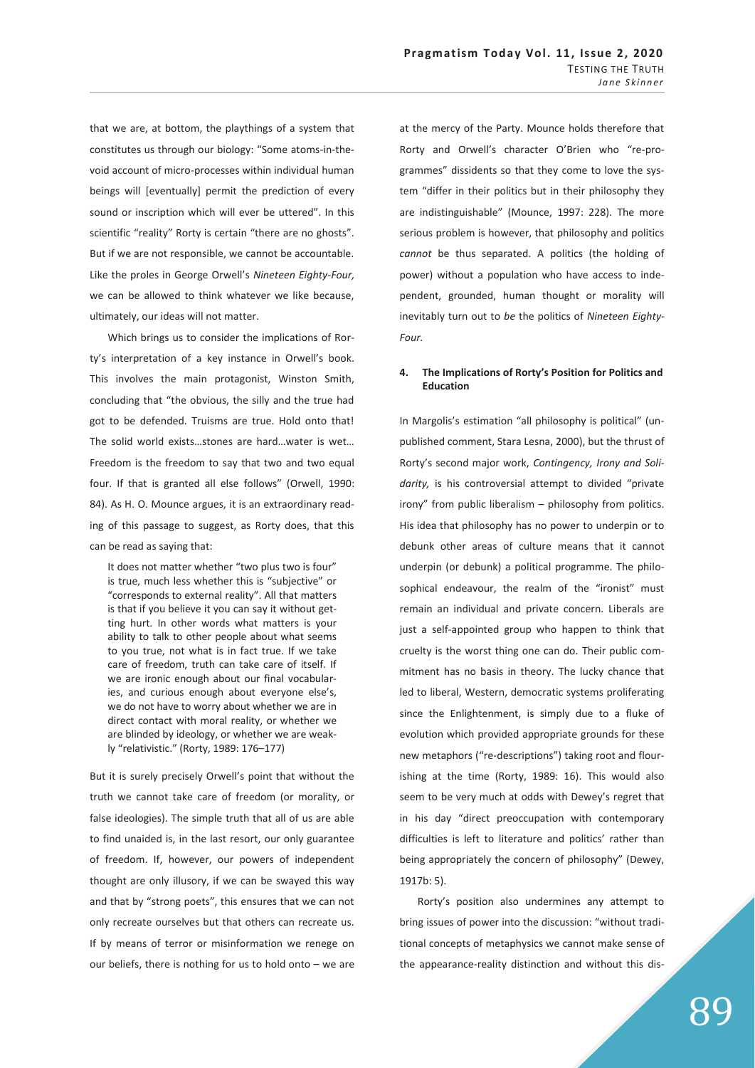that we are, at bottom, the playthings of a system that constitutes us through our biology: "Some atoms-in-the-void account of micro-processes within individual human beings will [eventually] permit the prediction of every sound or inscription which will ever be uttered". In this scientific "reality" Rorty is certain "there are no ghosts". But if we are not responsible, we cannot be accountable. Like the proles in George Orwell's *Nineteen Eighty-Four,* we can be allowed to think whatever we like because, ultimately, our ideas will not matter.

Which brings us to consider the implications of Rorty's interpretation of a key instance in Orwell's book. This involves the main protagonist, Winston Smith, concluding that "the obvious, the silly and the true had got to be defended. Truisms are true. Hold onto that! The solid world exists…stones are hard…water is wet… Freedom is the freedom to say that two and two equal four. If that is granted all else follows" (Orwell, 1990: 84). As H. O. Mounce argues, it is an extraordinary reading of this passage to suggest, as Rorty does, that this can be read as saying that:

> It does not matter whether "two plus two is four" is true, much less whether this is "subjective" or "corresponds to external reality". All that matters is that if you believe it you can say it without getting hurt. In other words what matters is your ability to talk to other people about what seems to you true, not what is in fact true. If we take care of freedom, truth can take care of itself. If we are ironic enough about our final vocabularies, and curious enough about everyone else's, we do not have to worry about whether we are in direct contact with moral reality, or whether we are blinded by ideology, or whether we are weakly "relativistic." (Rorty, 1989: 176–177)

But it is surely precisely Orwell's point that without the truth we cannot take care of freedom (or morality, or false ideologies). The simple truth that all of us are able to find unaided is, in the last resort, our only guarantee of freedom. If, however, our powers of independent thought are only illusory, if we can be swayed this way and that by "strong poets", this ensures that we can not only recreate ourselves but that others can recreate us. If by means of terror or misinformation we renege on our beliefs, there is nothing for us to hold onto – we are at the mercy of the Party. Mounce holds therefore that Rorty and Orwell's character O'Brien who "re-programmes" dissidents so that they come to love the system "differ in their politics but in their philosophy they are indistinguishable" (Mounce, 1997: 228). The more serious problem is however, that philosophy and politics *cannot* be thus separated. A politics (the holding of power) without a population who have access to independent, grounded, human thought or morality will inevitably turn out to *be* the politics of *Nineteen Eighty-Four.*

## 4. The Implications of Rorty's Position for Politics and Education

In Margolis's estimation "all philosophy is political" (unpublished comment, Stara Lesna, 2000), but the thrust of Rorty's second major work, *Contingency, Irony and Solidarity,* is his controversial attempt to divided "private irony" from public liberalism – philosophy from politics. His idea that philosophy has no power to underpin or to debunk other areas of culture means that it cannot underpin (or debunk) a political programme. The philosophical endeavour, the realm of the "ironist" must remain an individual and private concern. Liberals are just a self-appointed group who happen to think that cruelty is the worst thing one can do. Their public commitment has no basis in theory. The lucky chance that led to liberal, Western, democratic systems proliferating since the Enlightenment, is simply due to a fluke of evolution which provided appropriate grounds for these new metaphors ("re-descriptions") taking root and flourishing at the time (Rorty, 1989: 16). This would also seem to be very much at odds with Dewey's regret that in his day "direct preoccupation with contemporary difficulties is left to literature and politics' rather than being appropriately the concern of philosophy" (Dewey, 1917b: 5).

Rorty's position also undermines any attempt to bring issues of power into the discussion: "without traditional concepts of metaphysics we cannot make sense of the appearance-reality distinction and without this dis-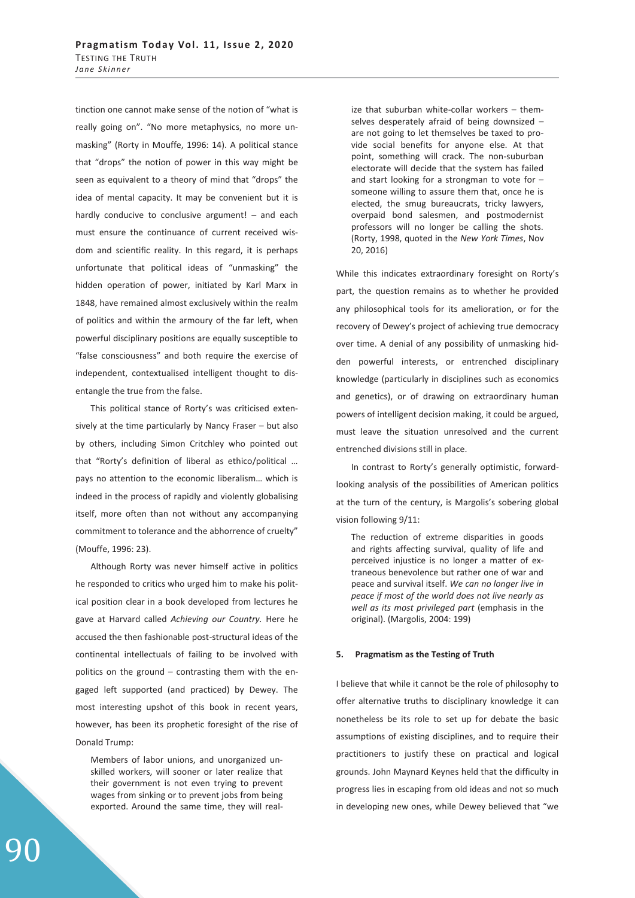tinction one cannot make sense of the notion of "what is really going on". "No more metaphysics, no more unmasking" (Rorty in Mouffe, 1996: 14). A political stance that "drops" the notion of power in this way might be seen as equivalent to a theory of mind that "drops" the idea of mental capacity. It may be convenient but it is hardly conducive to conclusive argument! – and each must ensure the continuance of current received wisdom and scientific reality. In this regard, it is perhaps unfortunate that political ideas of "unmasking" the hidden operation of power, initiated by Karl Marx in 1848, have remained almost exclusively within the realm of politics and within the armoury of the far left, when powerful disciplinary positions are equally susceptible to "false consciousness" and both require the exercise of independent, contextualised intelligent thought to disentangle the true from the false.

This political stance of Rorty's was criticised extensively at the time particularly by Nancy Fraser – but also by others, including Simon Critchley who pointed out that "Rorty's definition of liberal as ethico/political … pays no attention to the economic liberalism… which is indeed in the process of rapidly and violently globalising itself, more often than not without any accompanying commitment to tolerance and the abhorrence of cruelty" (Mouffe, 1996: 23).

Although Rorty was never himself active in politics he responded to critics who urged him to make his political position clear in a book developed from lectures he gave at Harvard called *Achieving our Country.* Here he accused the then fashionable post-structural ideas of the continental intellectuals of failing to be involved with politics on the ground – contrasting them with the engaged left supported (and practiced) by Dewey. The most interesting upshot of this book in recent years, however, has been its prophetic foresight of the rise of Donald Trump:

> Members of labor unions, and unorganized unskilled workers, will sooner or later realize that their government is not even trying to prevent wages from sinking or to prevent jobs from being exported. Around the same time, they will realize that suburban white-collar workers – themselves desperately afraid of being downsized – are not going to let themselves be taxed to provide social benefits for anyone else. At that point, something will crack. The non-suburban electorate will decide that the system has failed and start looking for a strongman to vote for – someone willing to assure them that, once he is elected, the smug bureaucrats, tricky lawyers, overpaid bond salesmen, and postmodernist professors will no longer be calling the shots. (Rorty, 1998, quoted in the *New York Times*, Nov 20, 2016)

While this indicates extraordinary foresight on Rorty's part, the question remains as to whether he provided any philosophical tools for its amelioration, or for the recovery of Dewey's project of achieving true democracy over time. A denial of any possibility of unmasking hidden powerful interests, or entrenched disciplinary knowledge (particularly in disciplines such as economics and genetics), or of drawing on extraordinary human powers of intelligent decision making, it could be argued, must leave the situation unresolved and the current entrenched divisions still in place.

In contrast to Rorty's generally optimistic, forward-looking analysis of the possibilities of American politics at the turn of the century, is Margolis's sobering global vision following 9/11:

> The reduction of extreme disparities in goods and rights affecting survival, quality of life and perceived injustice is no longer a matter of extraneous benevolence but rather one of war and peace and survival itself. *We can no longer live in peace if most of the world does not live nearly as well as its most privileged part* (emphasis in the original). (Margolis, 2004: 199)

## 5. Pragmatism as the Testing of Truth

I believe that while it cannot be the role of philosophy to offer alternative truths to disciplinary knowledge it can nonetheless be its role to set up for debate the basic assumptions of existing disciplines, and to require their practitioners to justify these on practical and logical grounds. John Maynard Keynes held that the difficulty in progress lies in escaping from old ideas and not so much in developing new ones, while Dewey believed that "we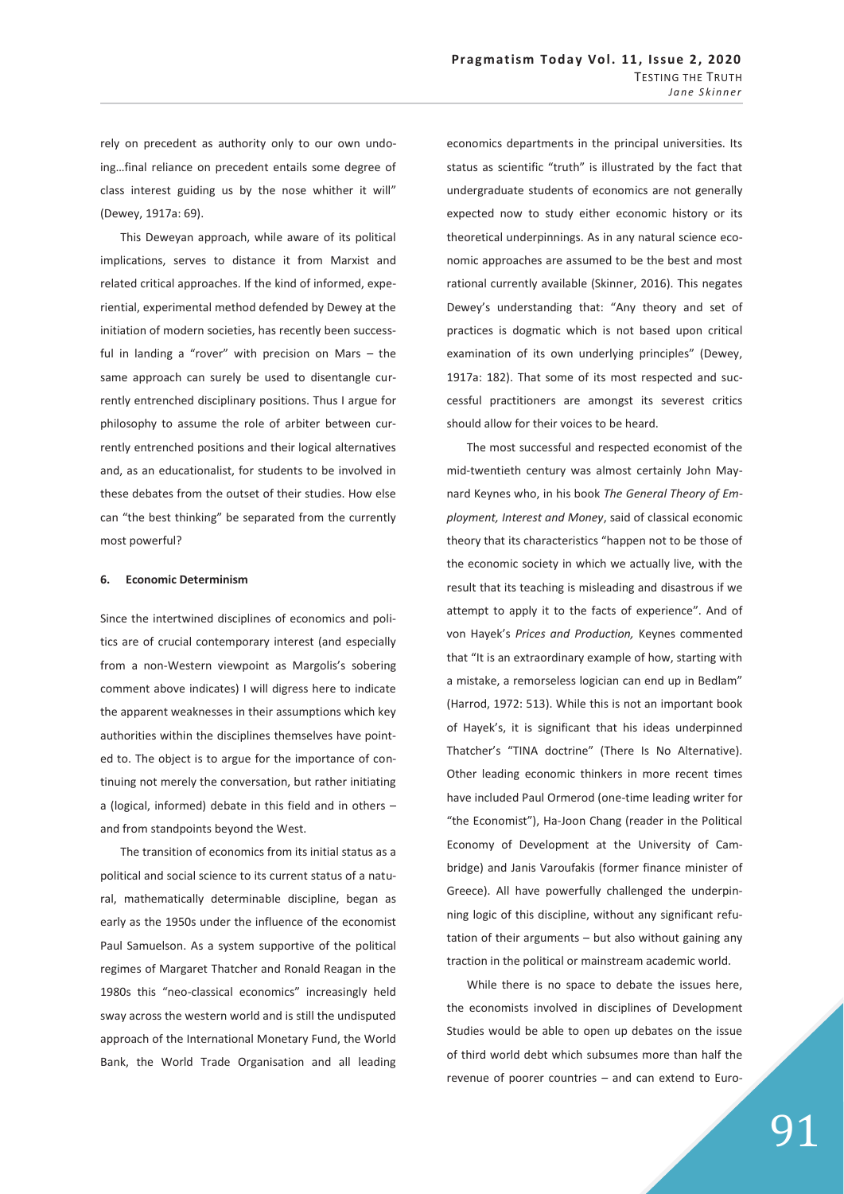rely on precedent as authority only to our own undoing…final reliance on precedent entails some degree of class interest guiding us by the nose whither it will" (Dewey, 1917a: 69).

This Deweyan approach, while aware of its political implications, serves to distance it from Marxist and related critical approaches. If the kind of informed, experiential, experimental method defended by Dewey at the initiation of modern societies, has recently been successful in landing a "rover" with precision on Mars – the same approach can surely be used to disentangle currently entrenched disciplinary positions. Thus I argue for philosophy to assume the role of arbiter between currently entrenched positions and their logical alternatives and, as an educationalist, for students to be involved in these debates from the outset of their studies. How else can "the best thinking" be separated from the currently most powerful?

## 6. Economic Determinism

Since the intertwined disciplines of economics and politics are of crucial contemporary interest (and especially from a non-Western viewpoint as Margolis's sobering comment above indicates) I will digress here to indicate the apparent weaknesses in their assumptions which key authorities within the disciplines themselves have pointed to. The object is to argue for the importance of continuing not merely the conversation, but rather initiating a (logical, informed) debate in this field and in others – and from standpoints beyond the West.

The transition of economics from its initial status as a political and social science to its current status of a natural, mathematically determinable discipline, began as early as the 1950s under the influence of the economist Paul Samuelson. As a system supportive of the political regimes of Margaret Thatcher and Ronald Reagan in the 1980s this "neo-classical economics" increasingly held sway across the western world and is still the undisputed approach of the International Monetary Fund, the World Bank, the World Trade Organisation and all leading economics departments in the principal universities. Its status as scientific "truth" is illustrated by the fact that undergraduate students of economics are not generally expected now to study either economic history or its theoretical underpinnings. As in any natural science economic approaches are assumed to be the best and most rational currently available (Skinner, 2016). This negates Dewey's understanding that: "Any theory and set of practices is dogmatic which is not based upon critical examination of its own underlying principles" (Dewey, 1917a: 182). That some of its most respected and successful practitioners are amongst its severest critics should allow for their voices to be heard.

The most successful and respected economist of the mid-twentieth century was almost certainly John Maynard Keynes who, in his book *The General Theory of Employment, Interest and Money*, said of classical economic theory that its characteristics "happen not to be those of the economic society in which we actually live, with the result that its teaching is misleading and disastrous if we attempt to apply it to the facts of experience". And of von Hayek's *Prices and Production,* Keynes commented that "It is an extraordinary example of how, starting with a mistake, a remorseless logician can end up in Bedlam" (Harrod, 1972: 513). While this is not an important book of Hayek's, it is significant that his ideas underpinned Thatcher's "TINA doctrine" (There Is No Alternative). Other leading economic thinkers in more recent times have included Paul Ormerod (one-time leading writer for "the Economist"), Ha-Joon Chang (reader in the Political Economy of Development at the University of Cambridge) and Janis Varoufakis (former finance minister of Greece). All have powerfully challenged the underpinning logic of this discipline, without any significant refutation of their arguments – but also without gaining any traction in the political or mainstream academic world.

While there is no space to debate the issues here, the economists involved in disciplines of Development Studies would be able to open up debates on the issue of third world debt which subsumes more than half the revenue of poorer countries – and can extend to Euro-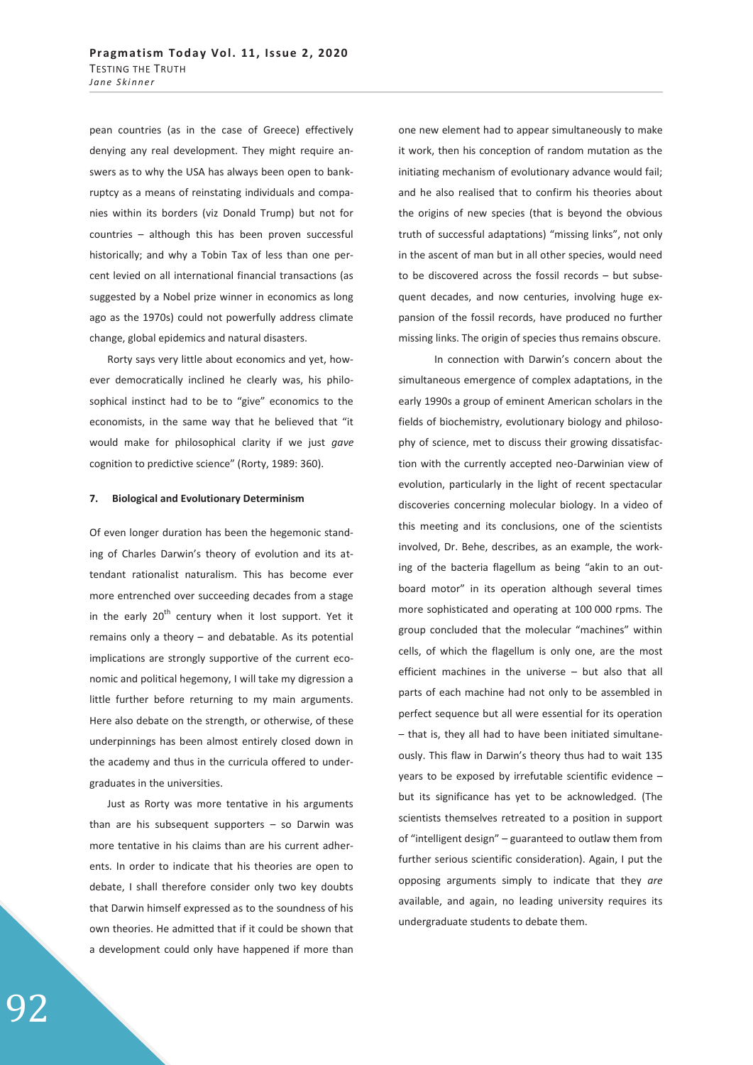pean countries (as in the case of Greece) effectively denying any real development. They might require answers as to why the USA has always been open to bankruptcy as a means of reinstating individuals and companies within its borders (viz Donald Trump) but not for countries – although this has been proven successful historically; and why a Tobin Tax of less than one percent levied on all international financial transactions (as suggested by a Nobel prize winner in economics as long ago as the 1970s) could not powerfully address climate change, global epidemics and natural disasters.

Rorty says very little about economics and yet, however democratically inclined he clearly was, his philosophical instinct had to be to "give" economics to the economists, in the same way that he believed that "it would make for philosophical clarity if we just *gave* cognition to predictive science" (Rorty, 1989: 360).

#### 7. Biological and Evolutionary Determinism

Of even longer duration has been the hegemonic standing of Charles Darwin's theory of evolution and its attendant rationalist naturalism. This has become ever more entrenched over succeeding decades from a stage in the early 20th century when it lost support. Yet it remains only a theory – and debatable. As its potential implications are strongly supportive of the current economic and political hegemony, I will take my digression a little further before returning to my main arguments. Here also debate on the strength, or otherwise, of these underpinnings has been almost entirely closed down in the academy and thus in the curricula offered to undergraduates in the universities.

Just as Rorty was more tentative in his arguments than are his subsequent supporters – so Darwin was more tentative in his claims than are his current adherents. In order to indicate that his theories are open to debate, I shall therefore consider only two key doubts that Darwin himself expressed as to the soundness of his own theories. He admitted that if it could be shown that a development could only have happened if more than one new element had to appear simultaneously to make it work, then his conception of random mutation as the initiating mechanism of evolutionary advance would fail; and he also realised that to confirm his theories about the origins of new species (that is beyond the obvious truth of successful adaptations) "missing links", not only in the ascent of man but in all other species, would need to be discovered across the fossil records – but subsequent decades, and now centuries, involving huge expansion of the fossil records, have produced no further missing links. The origin of species thus remains obscure.

In connection with Darwin's concern about the simultaneous emergence of complex adaptations, in the early 1990s a group of eminent American scholars in the fields of biochemistry, evolutionary biology and philosophy of science, met to discuss their growing dissatisfaction with the currently accepted neo-Darwinian view of evolution, particularly in the light of recent spectacular discoveries concerning molecular biology. In a video of this meeting and its conclusions, one of the scientists involved, Dr. Behe, describes, as an example, the working of the bacteria flagellum as being "akin to an outboard motor" in its operation although several times more sophisticated and operating at 100 000 rpms. The group concluded that the molecular "machines" within cells, of which the flagellum is only one, are the most efficient machines in the universe – but also that all parts of each machine had not only to be assembled in perfect sequence but all were essential for its operation – that is, they all had to have been initiated simultaneously. This flaw in Darwin's theory thus had to wait 135 years to be exposed by irrefutable scientific evidence – but its significance has yet to be acknowledged. (The scientists themselves retreated to a position in support of "intelligent design" – guaranteed to outlaw them from further serious scientific consideration). Again, I put the opposing arguments simply to indicate that they *are* available, and again, no leading university requires its undergraduate students to debate them.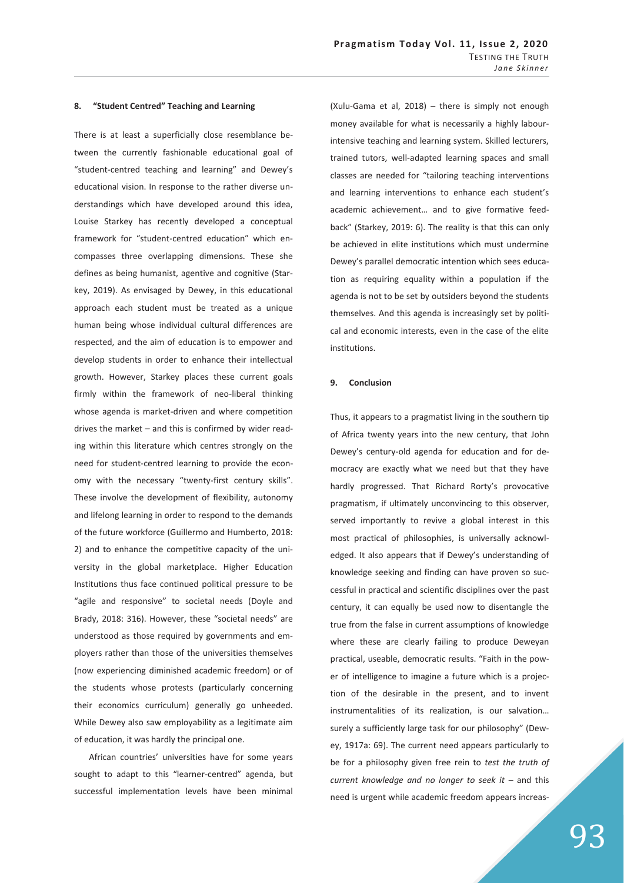## 8. "Student Centred" Teaching and Learning

There is at least a superficially close resemblance between the currently fashionable educational goal of "student-centred teaching and learning" and Dewey's educational vision. In response to the rather diverse understandings which have developed around this idea, Louise Starkey has recently developed a conceptual framework for "student-centred education" which encompasses three overlapping dimensions. These she defines as being humanist, agentive and cognitive (Starkey, 2019). As envisaged by Dewey, in this educational approach each student must be treated as a unique human being whose individual cultural differences are respected, and the aim of education is to empower and develop students in order to enhance their intellectual growth. However, Starkey places these current goals firmly within the framework of neo-liberal thinking whose agenda is market-driven and where competition drives the market – and this is confirmed by wider reading within this literature which centres strongly on the need for student-centred learning to provide the economy with the necessary "twenty-first century skills". These involve the development of flexibility, autonomy and lifelong learning in order to respond to the demands of the future workforce (Guillermo and Humberto, 2018: 2) and to enhance the competitive capacity of the university in the global marketplace. Higher Education Institutions thus face continued political pressure to be "agile and responsive" to societal needs (Doyle and Brady, 2018: 316). However, these "societal needs" are understood as those required by governments and employers rather than those of the universities themselves (now experiencing diminished academic freedom) or of the students whose protests (particularly concerning their economics curriculum) generally go unheeded. While Dewey also saw employability as a legitimate aim of education, it was hardly the principal one.

African countries' universities have for some years sought to adapt to this "learner-centred" agenda, but successful implementation levels have been minimal (Xulu-Gama et al, 2018) – there is simply not enough money available for what is necessarily a highly labour-intensive teaching and learning system. Skilled lecturers, trained tutors, well-adapted learning spaces and small classes are needed for "tailoring teaching interventions and learning interventions to enhance each student's academic achievement… and to give formative feedback" (Starkey, 2019: 6). The reality is that this can only be achieved in elite institutions which must undermine Dewey's parallel democratic intention which sees education as requiring equality within a population if the agenda is not to be set by outsiders beyond the students themselves. And this agenda is increasingly set by political and economic interests, even in the case of the elite institutions.

## 9. Conclusion

Thus, it appears to a pragmatist living in the southern tip of Africa twenty years into the new century, that John Dewey's century-old agenda for education and for democracy are exactly what we need but that they have hardly progressed. That Richard Rorty's provocative pragmatism, if ultimately unconvincing to this observer, served importantly to revive a global interest in this most practical of philosophies, is universally acknowledged. It also appears that if Dewey's understanding of knowledge seeking and finding can have proven so successful in practical and scientific disciplines over the past century, it can equally be used now to disentangle the true from the false in current assumptions of knowledge where these are clearly failing to produce Deweyan practical, useable, democratic results. "Faith in the power of intelligence to imagine a future which is a projection of the desirable in the present, and to invent instrumentalities of its realization, is our salvation… surely a sufficiently large task for our philosophy" (Dewey, 1917a: 69). The current need appears particularly to be for a philosophy given free rein to *test the truth of current knowledge and no longer to seek it* – and this need is urgent while academic freedom appears increas-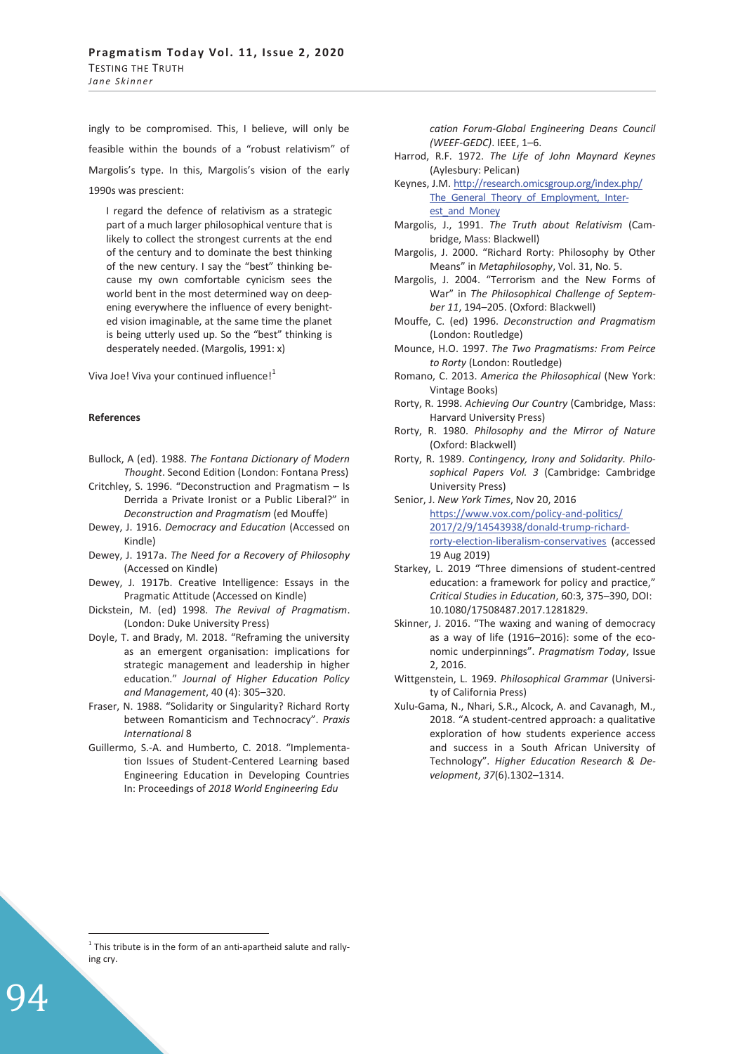ingly to be compromised. This, I believe, will only be feasible within the bounds of a "robust relativism" of Margolis's type. In this, Margolis's vision of the early 1990s was prescient:

> I regard the defence of relativism as a strategic part of a much larger philosophical venture that is likely to collect the strongest currents at the end of the century and to dominate the best thinking of the new century. I say the "best" thinking because my own comfortable cynicism sees the world bent in the most determined way on deepening everywhere the influence of every benighted vision imaginable, at the same time the planet is being utterly used up. So the "best" thinking is desperately needed. (Margolis, 1991: x)

Viva Joe! Viva your continued influence![1]

#### References

Bullock, A (ed). 1988. *The Fontana Dictionary of Modern Thought*. Second Edition (London: Fontana Press)

Critchley, S. 1996. "Deconstruction and Pragmatism – Is Derrida a Private Ironist or a Public Liberal?" in *Deconstruction and Pragmatism* (ed Mouffe)

Dewey, J. 1916. *Democracy and Education* (Accessed on Kindle)

Dewey, J. 1917a. *The Need for a Recovery of Philosophy* (Accessed on Kindle)

Dewey, J. 1917b. Creative Intelligence: Essays in the Pragmatic Attitude (Accessed on Kindle)

Dickstein, M. (ed) 1998. *The Revival of Pragmatism*. (London: Duke University Press)

Doyle, T. and Brady, M. 2018. "Reframing the university as an emergent organisation: implications for strategic management and leadership in higher education." *Journal of Higher Education Policy and Management*, 40 (4): 305–320.

Fraser, N. 1988. "Solidarity or Singularity? Richard Rorty between Romanticism and Technocracy". *Praxis International* 8

Guillermo, S.-A. and Humberto, C. 2018. "Implementation Issues of Student-Centered Learning based Engineering Education in Developing Countries In: Proceedings of *2018 World Engineering Education Forum-Global Engineering Deans Council (WEEF-GEDC)*. IEEE, 1–6.

Harrod, R.F. 1972. *The Life of John Maynard Keynes* (Aylesbury: Pelican)

Keynes, J.M. http://research.omicsgroup.org/index.php/The_General_Theory_of_Employment,_Interest_and_Money

Margolis, J., 1991. *The Truth about Relativism* (Cambridge, Mass: Blackwell)

Margolis, J. 2000. "Richard Rorty: Philosophy by Other Means" in *Metaphilosophy*, Vol. 31, No. 5.

Margolis, J. 2004. "Terrorism and the New Forms of War" in *The Philosophical Challenge of September 11*, 194–205. (Oxford: Blackwell)

Mouffe, C. (ed) 1996. *Deconstruction and Pragmatism* (London: Routledge)

Mounce, H.O. 1997. *The Two Pragmatisms: From Peirce to Rorty* (London: Routledge)

Romano, C. 2013. *America the Philosophical* (New York: Vintage Books)

Rorty, R. 1998. *Achieving Our Country* (Cambridge, Mass: Harvard University Press)

Rorty, R. 1980. *Philosophy and the Mirror of Nature* (Oxford: Blackwell)

Rorty, R. 1989. *Contingency, Irony and Solidarity. Philosophical Papers Vol. 3* (Cambridge: Cambridge University Press)

Senior, J. *New York Times*, Nov 20, 2016 https://www.vox.com/policy-and-politics/2017/2/9/14543938/donald-trump-richard-rorty-election-liberalism-conservatives (accessed 19 Aug 2019)

Starkey, L. 2019 "Three dimensions of student-centred education: a framework for policy and practice," *Critical Studies in Education*, 60:3, 375–390, DOI: 10.1080/17508487.2017.1281829.

Skinner, J. 2016. "The waxing and waning of democracy as a way of life (1916–2016): some of the economic underpinnings". *Pragmatism Today*, Issue 2, 2016.

Wittgenstein, L. 1969. *Philosophical Grammar* (University of California Press)

Xulu-Gama, N., Nhari, S.R., Alcock, A. and Cavanagh, M., 2018. "A student-centred approach: a qualitative exploration of how students experience access and success in a South African University of Technology". *Higher Education Research & Development*, *37*(6).1302–1314.

---

[1] This tribute is in the form of an anti-apartheid salute and rallying cry.